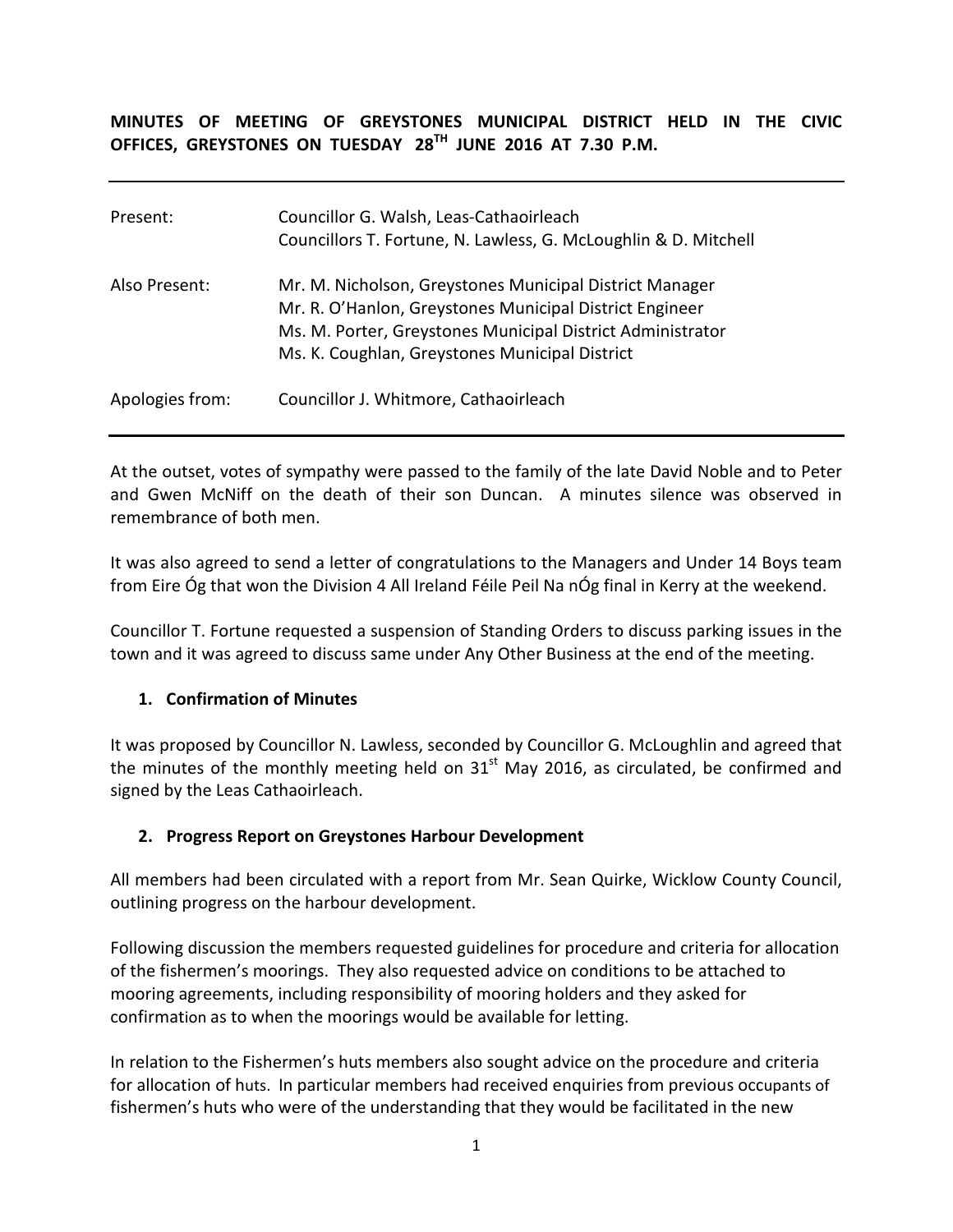**MINUTES OF MEETING OF GREYSTONES MUNICIPAL DISTRICT HELD IN THE CIVIC OFFICES, GREYSTONES ON TUESDAY 28TH JUNE 2016 AT 7.30 P.M.**

---

| | |
|---|---|
| Present: | Councillor G. Walsh, Leas-Cathaoirleach<br>Councillors T. Fortune, N. Lawless, G. McLoughlin & D. Mitchell |
| Also Present: | Mr. M. Nicholson, Greystones Municipal District Manager<br>Mr. R. O'Hanlon, Greystones Municipal District Engineer<br>Ms. M. Porter, Greystones Municipal District Administrator<br>Ms. K. Coughlan, Greystones Municipal District |
| Apologies from: | Councillor J. Whitmore, Cathaoirleach |

---

At the outset, votes of sympathy were passed to the family of the late David Noble and to Peter and Gwen McNiff on the death of their son Duncan. A minutes silence was observed in remembrance of both men.

It was also agreed to send a letter of congratulations to the Managers and Under 14 Boys team from Eire Óg that won the Division 4 All Ireland Féile Peil Na nÓg final in Kerry at the weekend.

Councillor T. Fortune requested a suspension of Standing Orders to discuss parking issues in the town and it was agreed to discuss same under Any Other Business at the end of the meeting.

## 1. Confirmation of Minutes

It was proposed by Councillor N. Lawless, seconded by Councillor G. McLoughlin and agreed that the minutes of the monthly meeting held on 31st May 2016, as circulated, be confirmed and signed by the Leas Cathaoirleach.

## 2. Progress Report on Greystones Harbour Development

All members had been circulated with a report from Mr. Sean Quirke, Wicklow County Council, outlining progress on the harbour development.

Following discussion the members requested guidelines for procedure and criteria for allocation of the fishermen's moorings. They also requested advice on conditions to be attached to mooring agreements, including responsibility of mooring holders and they asked for confirmation as to when the moorings would be available for letting.

In relation to the Fishermen's huts members also sought advice on the procedure and criteria for allocation of huts. In particular members had received enquiries from previous occupants of fishermen's huts who were of the understanding that they would be facilitated in the new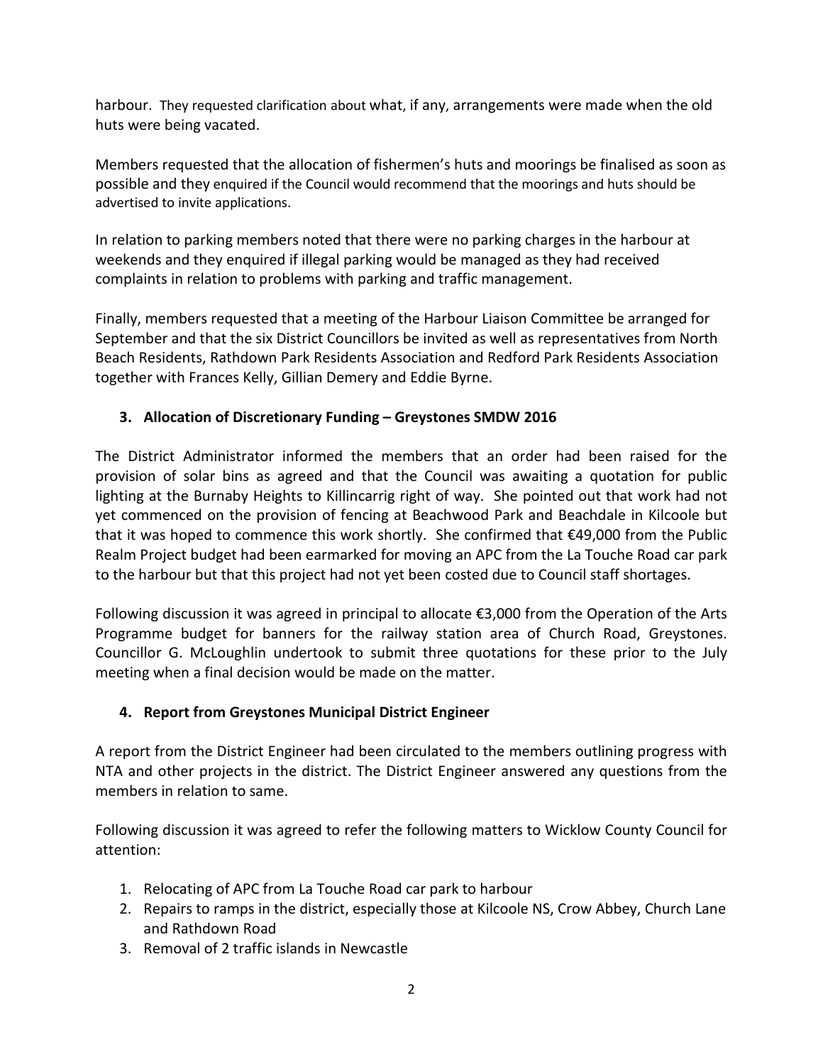harbour. They requested clarification about what, if any, arrangements were made when the old huts were being vacated.

Members requested that the allocation of fishermen's huts and moorings be finalised as soon as possible and they enquired if the Council would recommend that the moorings and huts should be advertised to invite applications.

In relation to parking members noted that there were no parking charges in the harbour at weekends and they enquired if illegal parking would be managed as they had received complaints in relation to problems with parking and traffic management.

Finally, members requested that a meeting of the Harbour Liaison Committee be arranged for September and that the six District Councillors be invited as well as representatives from North Beach Residents, Rathdown Park Residents Association and Redford Park Residents Association together with Frances Kelly, Gillian Demery and Eddie Byrne.

## 3. Allocation of Discretionary Funding – Greystones SMDW 2016

The District Administrator informed the members that an order had been raised for the provision of solar bins as agreed and that the Council was awaiting a quotation for public lighting at the Burnaby Heights to Killincarrig right of way. She pointed out that work had not yet commenced on the provision of fencing at Beachwood Park and Beachdale in Kilcoole but that it was hoped to commence this work shortly. She confirmed that €49,000 from the Public Realm Project budget had been earmarked for moving an APC from the La Touche Road car park to the harbour but that this project had not yet been costed due to Council staff shortages.

Following discussion it was agreed in principal to allocate €3,000 from the Operation of the Arts Programme budget for banners for the railway station area of Church Road, Greystones. Councillor G. McLoughlin undertook to submit three quotations for these prior to the July meeting when a final decision would be made on the matter.

## 4. Report from Greystones Municipal District Engineer

A report from the District Engineer had been circulated to the members outlining progress with NTA and other projects in the district. The District Engineer answered any questions from the members in relation to same.

Following discussion it was agreed to refer the following matters to Wicklow County Council for attention:

1. Relocating of APC from La Touche Road car park to harbour
2. Repairs to ramps in the district, especially those at Kilcoole NS, Crow Abbey, Church Lane and Rathdown Road
3. Removal of 2 traffic islands in Newcastle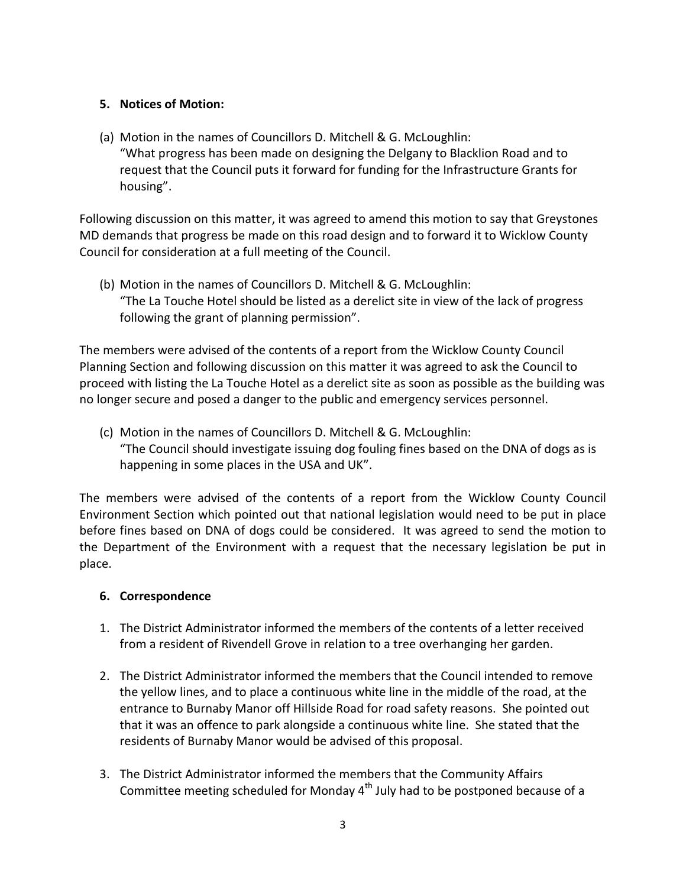## 5. Notices of Motion:

(a) Motion in the names of Councillors D. Mitchell & G. McLoughlin:
"What progress has been made on designing the Delgany to Blacklion Road and to request that the Council puts it forward for funding for the Infrastructure Grants for housing".

Following discussion on this matter, it was agreed to amend this motion to say that Greystones MD demands that progress be made on this road design and to forward it to Wicklow County Council for consideration at a full meeting of the Council.

(b) Motion in the names of Councillors D. Mitchell & G. McLoughlin:
"The La Touche Hotel should be listed as a derelict site in view of the lack of progress following the grant of planning permission".

The members were advised of the contents of a report from the Wicklow County Council Planning Section and following discussion on this matter it was agreed to ask the Council to proceed with listing the La Touche Hotel as a derelict site as soon as possible as the building was no longer secure and posed a danger to the public and emergency services personnel.

(c) Motion in the names of Councillors D. Mitchell & G. McLoughlin:
"The Council should investigate issuing dog fouling fines based on the DNA of dogs as is happening in some places in the USA and UK".

The members were advised of the contents of a report from the Wicklow County Council Environment Section which pointed out that national legislation would need to be put in place before fines based on DNA of dogs could be considered. It was agreed to send the motion to the Department of the Environment with a request that the necessary legislation be put in place.

## 6. Correspondence

1. The District Administrator informed the members of the contents of a letter received from a resident of Rivendell Grove in relation to a tree overhanging her garden.

2. The District Administrator informed the members that the Council intended to remove the yellow lines, and to place a continuous white line in the middle of the road, at the entrance to Burnaby Manor off Hillside Road for road safety reasons. She pointed out that it was an offence to park alongside a continuous white line. She stated that the residents of Burnaby Manor would be advised of this proposal.

3. The District Administrator informed the members that the Community Affairs Committee meeting scheduled for Monday 4th July had to be postponed because of a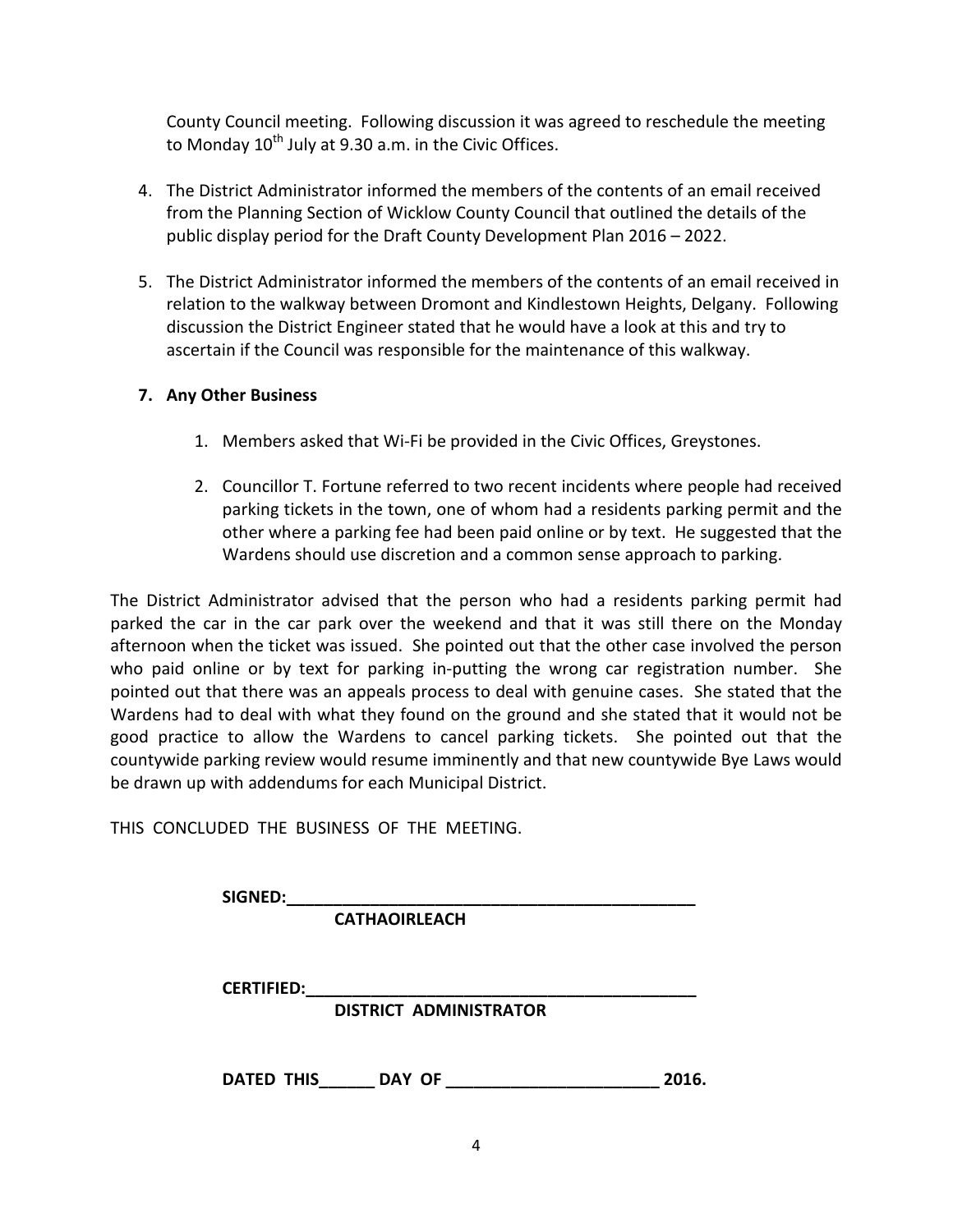County Council meeting. Following discussion it was agreed to reschedule the meeting to Monday 10th July at 9.30 a.m. in the Civic Offices.

4. The District Administrator informed the members of the contents of an email received from the Planning Section of Wicklow County Council that outlined the details of the public display period for the Draft County Development Plan 2016 – 2022.

5. The District Administrator informed the members of the contents of an email received in relation to the walkway between Dromont and Kindlestown Heights, Delgany. Following discussion the District Engineer stated that he would have a look at this and try to ascertain if the Council was responsible for the maintenance of this walkway.

**7. Any Other Business**

1. Members asked that Wi-Fi be provided in the Civic Offices, Greystones.

2. Councillor T. Fortune referred to two recent incidents where people had received parking tickets in the town, one of whom had a residents parking permit and the other where a parking fee had been paid online or by text. He suggested that the Wardens should use discretion and a common sense approach to parking.

The District Administrator advised that the person who had a residents parking permit had parked the car in the car park over the weekend and that it was still there on the Monday afternoon when the ticket was issued. She pointed out that the other case involved the person who paid online or by text for parking in-putting the wrong car registration number. She pointed out that there was an appeals process to deal with genuine cases. She stated that the Wardens had to deal with what they found on the ground and she stated that it would not be good practice to allow the Wardens to cancel parking tickets. She pointed out that the countywide parking review would resume imminently and that new countywide Bye Laws would be drawn up with addendums for each Municipal District.

THIS CONCLUDED THE BUSINESS OF THE MEETING.

**SIGNED:\_\_\_\_\_\_\_\_\_\_\_\_\_\_\_\_\_\_\_\_\_\_\_\_\_\_\_\_\_\_\_\_\_\_\_\_\_\_\_\_\_\_\_\_**
**CATHAOIRLEACH**

**CERTIFIED:\_\_\_\_\_\_\_\_\_\_\_\_\_\_\_\_\_\_\_\_\_\_\_\_\_\_\_\_\_\_\_\_\_\_\_\_\_\_\_\_\_\_\_\_**
**DISTRICT ADMINISTRATOR**

**DATED THIS\_\_\_\_\_\_ DAY OF \_\_\_\_\_\_\_\_\_\_\_\_\_\_\_\_\_\_\_\_\_\_\_\_ 2016.**